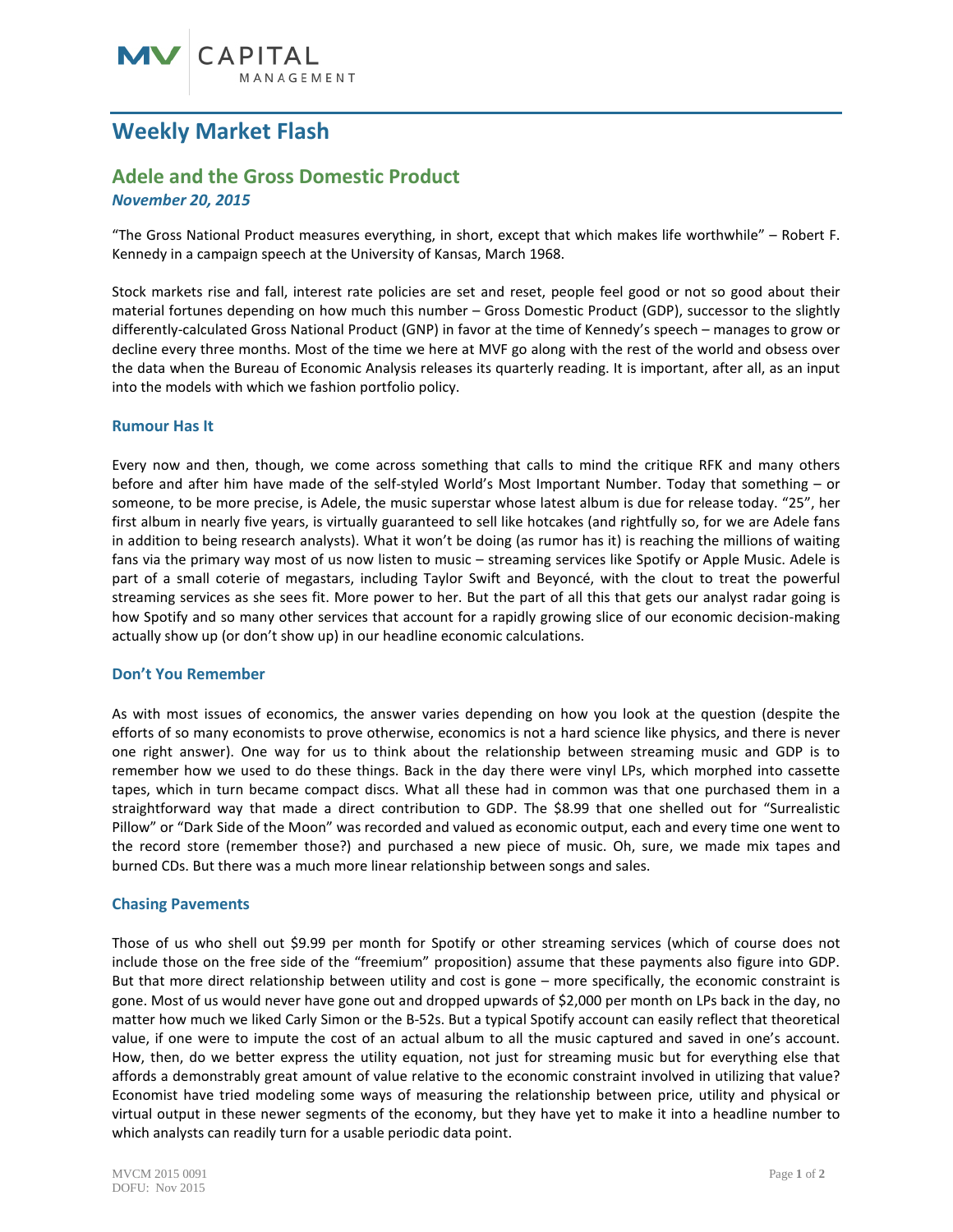# Weekly Market Flash

## Adele and the Gross Domestic Product

***November 20, 2015***

"The Gross National Product measures everything, in short, except that which makes life worthwhile" – Robert F. Kennedy in a campaign speech at the University of Kansas, March 1968.

Stock markets rise and fall, interest rate policies are set and reset, people feel good or not so good about their material fortunes depending on how much this number – Gross Domestic Product (GDP), successor to the slightly differently-calculated Gross National Product (GNP) in favor at the time of Kennedy's speech – manages to grow or decline every three months. Most of the time we here at MVF go along with the rest of the world and obsess over the data when the Bureau of Economic Analysis releases its quarterly reading. It is important, after all, as an input into the models with which we fashion portfolio policy.

### Rumour Has It

Every now and then, though, we come across something that calls to mind the critique RFK and many others before and after him have made of the self-styled World's Most Important Number. Today that something – or someone, to be more precise, is Adele, the music superstar whose latest album is due for release today. "25", her first album in nearly five years, is virtually guaranteed to sell like hotcakes (and rightfully so, for we are Adele fans in addition to being research analysts). What it won't be doing (as rumor has it) is reaching the millions of waiting fans via the primary way most of us now listen to music – streaming services like Spotify or Apple Music. Adele is part of a small coterie of megastars, including Taylor Swift and Beyoncé, with the clout to treat the powerful streaming services as she sees fit. More power to her. But the part of all this that gets our analyst radar going is how Spotify and so many other services that account for a rapidly growing slice of our economic decision-making actually show up (or don't show up) in our headline economic calculations.

### Don't You Remember

As with most issues of economics, the answer varies depending on how you look at the question (despite the efforts of so many economists to prove otherwise, economics is not a hard science like physics, and there is never one right answer). One way for us to think about the relationship between streaming music and GDP is to remember how we used to do these things. Back in the day there were vinyl LPs, which morphed into cassette tapes, which in turn became compact discs. What all these had in common was that one purchased them in a straightforward way that made a direct contribution to GDP. The $8.99 that one shelled out for "Surrealistic Pillow" or "Dark Side of the Moon" was recorded and valued as economic output, each and every time one went to the record store (remember those?) and purchased a new piece of music. Oh, sure, we made mix tapes and burned CDs. But there was a much more linear relationship between songs and sales.

### Chasing Pavements

Those of us who shell out $9.99 per month for Spotify or other streaming services (which of course does not include those on the free side of the "freemium" proposition) assume that these payments also figure into GDP. But that more direct relationship between utility and cost is gone – more specifically, the economic constraint is gone. Most of us would never have gone out and dropped upwards of $2,000 per month on LPs back in the day, no matter how much we liked Carly Simon or the B-52s. But a typical Spotify account can easily reflect that theoretical value, if one were to impute the cost of an actual album to all the music captured and saved in one's account. How, then, do we better express the utility equation, not just for streaming music but for everything else that affords a demonstrably great amount of value relative to the economic constraint involved in utilizing that value? Economist have tried modeling some ways of measuring the relationship between price, utility and physical or virtual output in these newer segments of the economy, but they have yet to make it into a headline number to which analysts can readily turn for a usable periodic data point.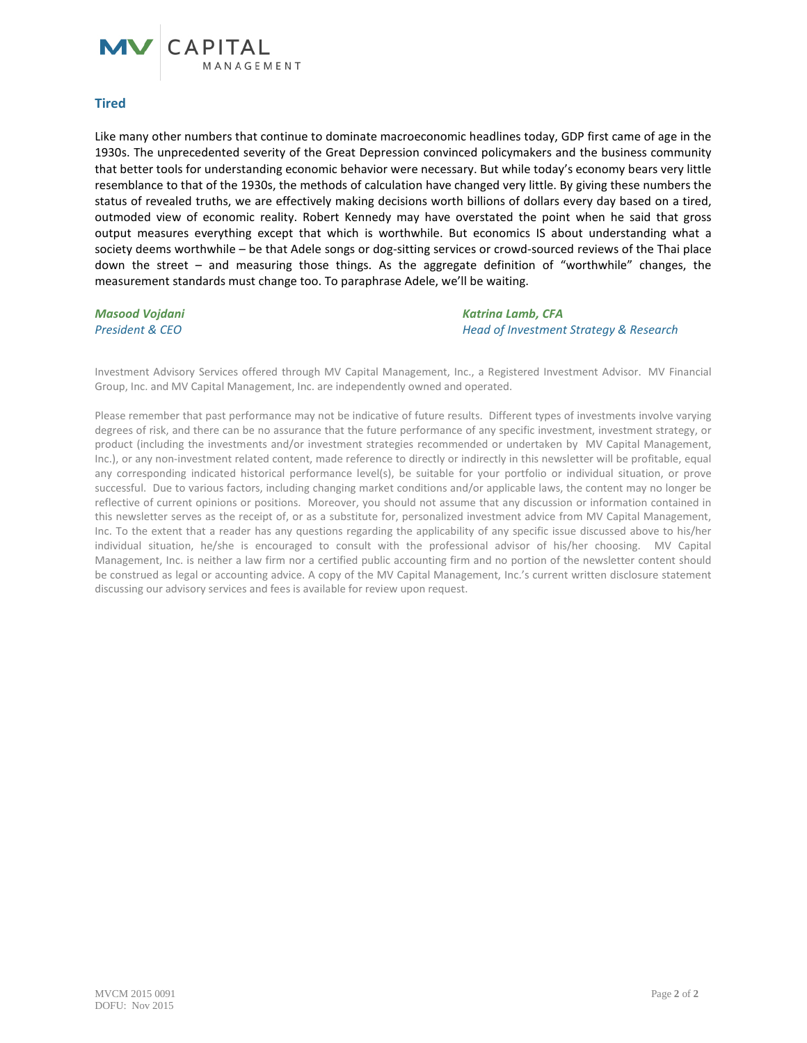## Tired

Like many other numbers that continue to dominate macroeconomic headlines today, GDP first came of age in the 1930s. The unprecedented severity of the Great Depression convinced policymakers and the business community that better tools for understanding economic behavior were necessary. But while today's economy bears very little resemblance to that of the 1930s, the methods of calculation have changed very little. By giving these numbers the status of revealed truths, we are effectively making decisions worth billions of dollars every day based on a tired, outmoded view of economic reality. Robert Kennedy may have overstated the point when he said that gross output measures everything except that which is worthwhile. But economics IS about understanding what a society deems worthwhile – be that Adele songs or dog-sitting services or crowd-sourced reviews of the Thai place down the street – and measuring those things. As the aggregate definition of "worthwhile" changes, the measurement standards must change too. To paraphrase Adele, we'll be waiting.

***Masood Vojdani***
*President & CEO*

***Katrina Lamb, CFA***
*Head of Investment Strategy & Research*

Investment Advisory Services offered through MV Capital Management, Inc., a Registered Investment Advisor. MV Financial Group, Inc. and MV Capital Management, Inc. are independently owned and operated.

Please remember that past performance may not be indicative of future results. Different types of investments involve varying degrees of risk, and there can be no assurance that the future performance of any specific investment, investment strategy, or product (including the investments and/or investment strategies recommended or undertaken by MV Capital Management, Inc.), or any non-investment related content, made reference to directly or indirectly in this newsletter will be profitable, equal any corresponding indicated historical performance level(s), be suitable for your portfolio or individual situation, or prove successful. Due to various factors, including changing market conditions and/or applicable laws, the content may no longer be reflective of current opinions or positions. Moreover, you should not assume that any discussion or information contained in this newsletter serves as the receipt of, or as a substitute for, personalized investment advice from MV Capital Management, Inc. To the extent that a reader has any questions regarding the applicability of any specific issue discussed above to his/her individual situation, he/she is encouraged to consult with the professional advisor of his/her choosing. MV Capital Management, Inc. is neither a law firm nor a certified public accounting firm and no portion of the newsletter content should be construed as legal or accounting advice. A copy of the MV Capital Management, Inc.'s current written disclosure statement discussing our advisory services and fees is available for review upon request.

MVCM 2015 0091
DOFU: Nov 2015